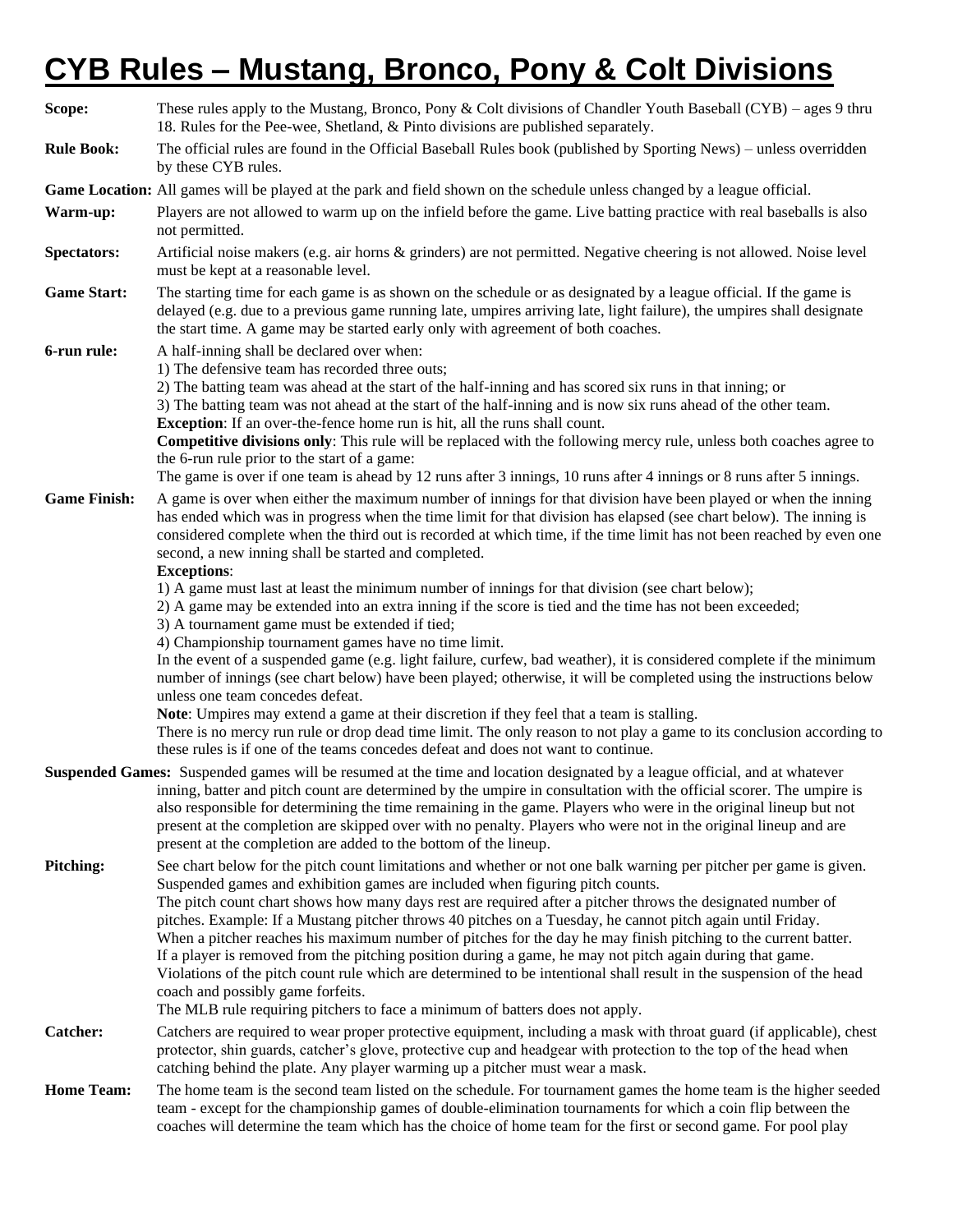# CYB Rules – Mustang, Bronco, Pony & Colt Divisions

**Scope:** These rules apply to the Mustang, Bronco, Pony & Colt divisions of Chandler Youth Baseball (CYB) – ages 9 thru 18. Rules for the Pee-wee, Shetland, & Pinto divisions are published separately.

**Rule Book:** The official rules are found in the Official Baseball Rules book (published by Sporting News) – unless overridden by these CYB rules.

**Game Location:** All games will be played at the park and field shown on the schedule unless changed by a league official.

**Warm-up:** Players are not allowed to warm up on the infield before the game. Live batting practice with real baseballs is also not permitted.

**Spectators:** Artificial noise makers (e.g. air horns & grinders) are not permitted. Negative cheering is not allowed. Noise level must be kept at a reasonable level.

**Game Start:** The starting time for each game is as shown on the schedule or as designated by a league official. If the game is delayed (e.g. due to a previous game running late, umpires arriving late, light failure), the umpires shall designate the start time. A game may be started early only with agreement of both coaches.

**6-run rule:** A half-inning shall be declared over when:
1) The defensive team has recorded three outs;
2) The batting team was ahead at the start of the half-inning and has scored six runs in that inning; or
3) The batting team was not ahead at the start of the half-inning and is now six runs ahead of the other team.
**Exception**: If an over-the-fence home run is hit, all the runs shall count.
**Competitive divisions only**: This rule will be replaced with the following mercy rule, unless both coaches agree to the 6-run rule prior to the start of a game:
The game is over if one team is ahead by 12 runs after 3 innings, 10 runs after 4 innings or 8 runs after 5 innings.

**Game Finish:** A game is over when either the maximum number of innings for that division have been played or when the inning has ended which was in progress when the time limit for that division has elapsed (see chart below). The inning is considered complete when the third out is recorded at which time, if the time limit has not been reached by even one second, a new inning shall be started and completed.
**Exceptions**:
1) A game must last at least the minimum number of innings for that division (see chart below);
2) A game may be extended into an extra inning if the score is tied and the time has not been exceeded;
3) A tournament game must be extended if tied;
4) Championship tournament games have no time limit.
In the event of a suspended game (e.g. light failure, curfew, bad weather), it is considered complete if the minimum number of innings (see chart below) have been played; otherwise, it will be completed using the instructions below unless one team concedes defeat.
**Note**: Umpires may extend a game at their discretion if they feel that a team is stalling.
There is no mercy run rule or drop dead time limit. The only reason to not play a game to its conclusion according to these rules is if one of the teams concedes defeat and does not want to continue.

**Suspended Games:** Suspended games will be resumed at the time and location designated by a league official, and at whatever inning, batter and pitch count are determined by the umpire in consultation with the official scorer. The umpire is also responsible for determining the time remaining in the game. Players who were in the original lineup but not present at the completion are skipped over with no penalty. Players who were not in the original lineup and are present at the completion are added to the bottom of the lineup.

**Pitching:** See chart below for the pitch count limitations and whether or not one balk warning per pitcher per game is given. Suspended games and exhibition games are included when figuring pitch counts.
The pitch count chart shows how many days rest are required after a pitcher throws the designated number of pitches. Example: If a Mustang pitcher throws 40 pitches on a Tuesday, he cannot pitch again until Friday.
When a pitcher reaches his maximum number of pitches for the day he may finish pitching to the current batter.
If a player is removed from the pitching position during a game, he may not pitch again during that game.
Violations of the pitch count rule which are determined to be intentional shall result in the suspension of the head coach and possibly game forfeits.
The MLB rule requiring pitchers to face a minimum of batters does not apply.

**Catcher:** Catchers are required to wear proper protective equipment, including a mask with throat guard (if applicable), chest protector, shin guards, catcher's glove, protective cup and headgear with protection to the top of the head when catching behind the plate. Any player warming up a pitcher must wear a mask.

**Home Team:** The home team is the second team listed on the schedule. For tournament games the home team is the higher seeded team - except for the championship games of double-elimination tournaments for which a coin flip between the coaches will determine the team which has the choice of home team for the first or second game. For pool play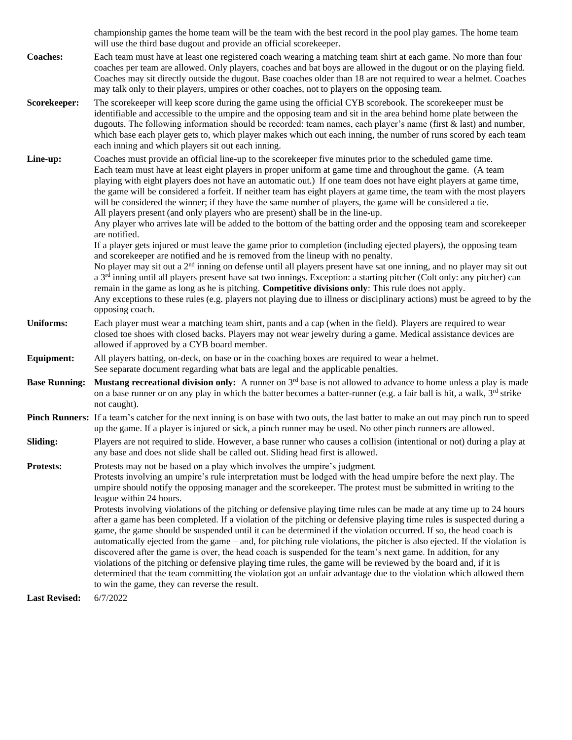championship games the home team will be the team with the best record in the pool play games. The home team will use the third base dugout and provide an official scorekeeper.

**Coaches:** Each team must have at least one registered coach wearing a matching team shirt at each game. No more than four coaches per team are allowed. Only players, coaches and bat boys are allowed in the dugout or on the playing field. Coaches may sit directly outside the dugout. Base coaches older than 18 are not required to wear a helmet. Coaches may talk only to their players, umpires or other coaches, not to players on the opposing team.

**Scorekeeper:** The scorekeeper will keep score during the game using the official CYB scorebook. The scorekeeper must be identifiable and accessible to the umpire and the opposing team and sit in the area behind home plate between the dugouts. The following information should be recorded: team names, each player's name (first & last) and number, which base each player gets to, which player makes which out each inning, the number of runs scored by each team each inning and which players sit out each inning.

**Line-up:** Coaches must provide an official line-up to the scorekeeper five minutes prior to the scheduled game time.
Each team must have at least eight players in proper uniform at game time and throughout the game. (A team playing with eight players does not have an automatic out.) If one team does not have eight players at game time, the game will be considered a forfeit. If neither team has eight players at game time, the team with the most players will be considered the winner; if they have the same number of players, the game will be considered a tie.
All players present (and only players who are present) shall be in the line-up.
Any player who arrives late will be added to the bottom of the batting order and the opposing team and scorekeeper are notified.
If a player gets injured or must leave the game prior to completion (including ejected players), the opposing team and scorekeeper are notified and he is removed from the lineup with no penalty.
No player may sit out a 2nd inning on defense until all players present have sat one inning, and no player may sit out a 3rd inning until all players present have sat two innings. Exception: a starting pitcher (Colt only: any pitcher) can remain in the game as long as he is pitching. **Competitive divisions only**: This rule does not apply.
Any exceptions to these rules (e.g. players not playing due to illness or disciplinary actions) must be agreed to by the opposing coach.

**Uniforms:** Each player must wear a matching team shirt, pants and a cap (when in the field). Players are required to wear closed toe shoes with closed backs. Players may not wear jewelry during a game. Medical assistance devices are allowed if approved by a CYB board member.

**Equipment:** All players batting, on-deck, on base or in the coaching boxes are required to wear a helmet.
See separate document regarding what bats are legal and the applicable penalties.

**Base Running:** **Mustang recreational division only:** A runner on 3rd base is not allowed to advance to home unless a play is made on a base runner or on any play in which the batter becomes a batter-runner (e.g. a fair ball is hit, a walk, 3rd strike not caught).

**Pinch Runners:** If a team's catcher for the next inning is on base with two outs, the last batter to make an out may pinch run to speed up the game. If a player is injured or sick, a pinch runner may be used. No other pinch runners are allowed.

**Sliding:** Players are not required to slide. However, a base runner who causes a collision (intentional or not) during a play at any base and does not slide shall be called out. Sliding head first is allowed.

**Protests:** Protests may not be based on a play which involves the umpire's judgment.
Protests involving an umpire's rule interpretation must be lodged with the head umpire before the next play. The umpire should notify the opposing manager and the scorekeeper. The protest must be submitted in writing to the league within 24 hours.
Protests involving violations of the pitching or defensive playing time rules can be made at any time up to 24 hours after a game has been completed. If a violation of the pitching or defensive playing time rules is suspected during a game, the game should be suspended until it can be determined if the violation occurred. If so, the head coach is automatically ejected from the game – and, for pitching rule violations, the pitcher is also ejected. If the violation is discovered after the game is over, the head coach is suspended for the team's next game. In addition, for any violations of the pitching or defensive playing time rules, the game will be reviewed by the board and, if it is determined that the team committing the violation got an unfair advantage due to the violation which allowed them to win the game, they can reverse the result.

**Last Revised:** 6/7/2022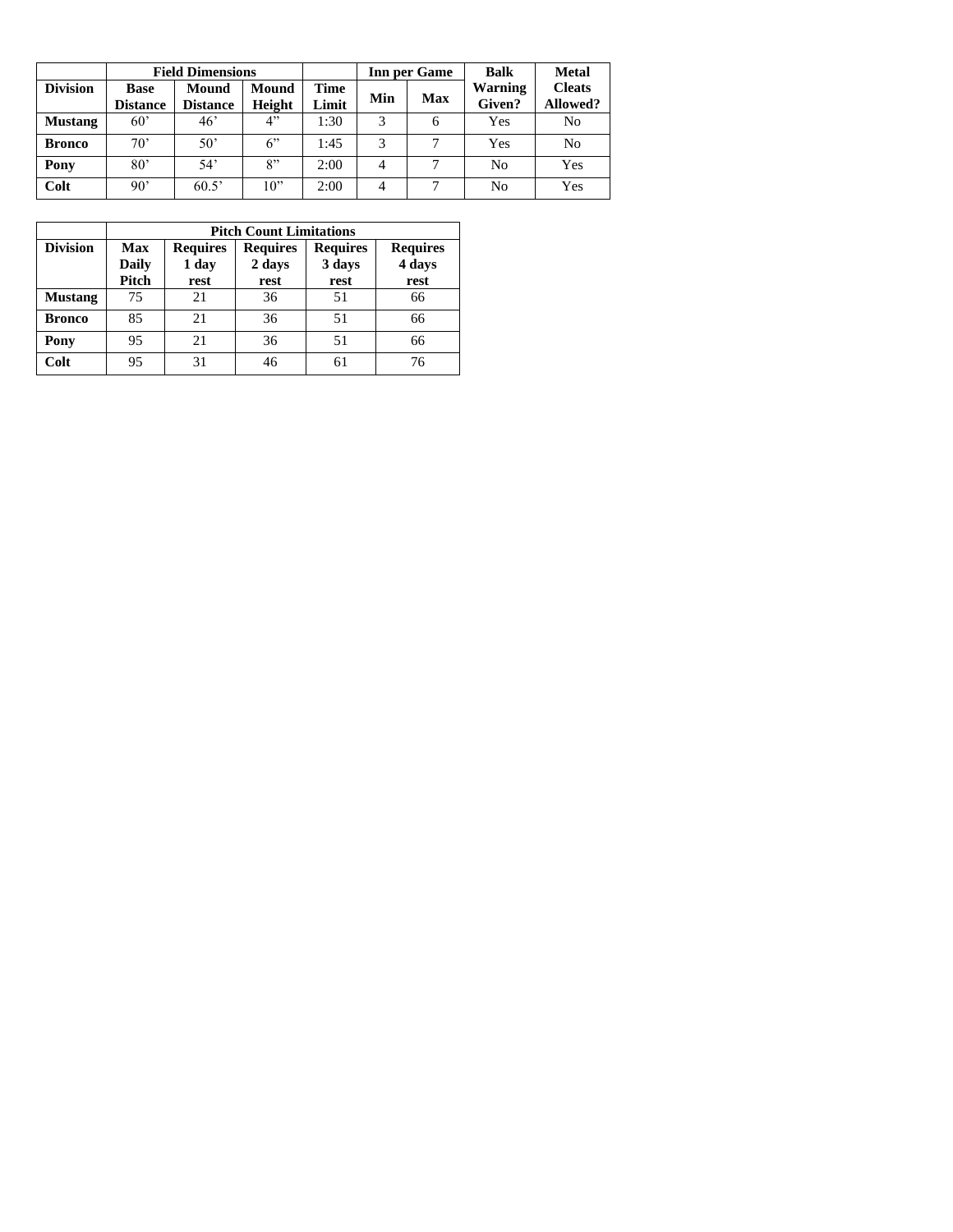| | Field Dimensions | | | | Inn per Game | | Balk | Metal |
|---|---|---|---|---|---|---|---|---|
| Division | Base Distance | Mound Distance | Mound Height | Time Limit | Min | Max | Warning Given? | Cleats Allowed? |
| Mustang | 60’ | 46’ | 4” | 1:30 | 3 | 6 | Yes | No |
| Bronco | 70’ | 50’ | 6” | 1:45 | 3 | 7 | Yes | No |
| Pony | 80’ | 54’ | 8” | 2:00 | 4 | 7 | No | Yes |
| Colt | 90’ | 60.5’ | 10” | 2:00 | 4 | 7 | No | Yes |

| | Pitch Count Limitations | | | | |
|---|---|---|---|---|---|
| Division | Max Daily Pitch | Requires 1 day rest | Requires 2 days rest | Requires 3 days rest | Requires 4 days rest |
| Mustang | 75 | 21 | 36 | 51 | 66 |
| Bronco | 85 | 21 | 36 | 51 | 66 |
| Pony | 95 | 21 | 36 | 51 | 66 |
| Colt | 95 | 31 | 46 | 61 | 76 |